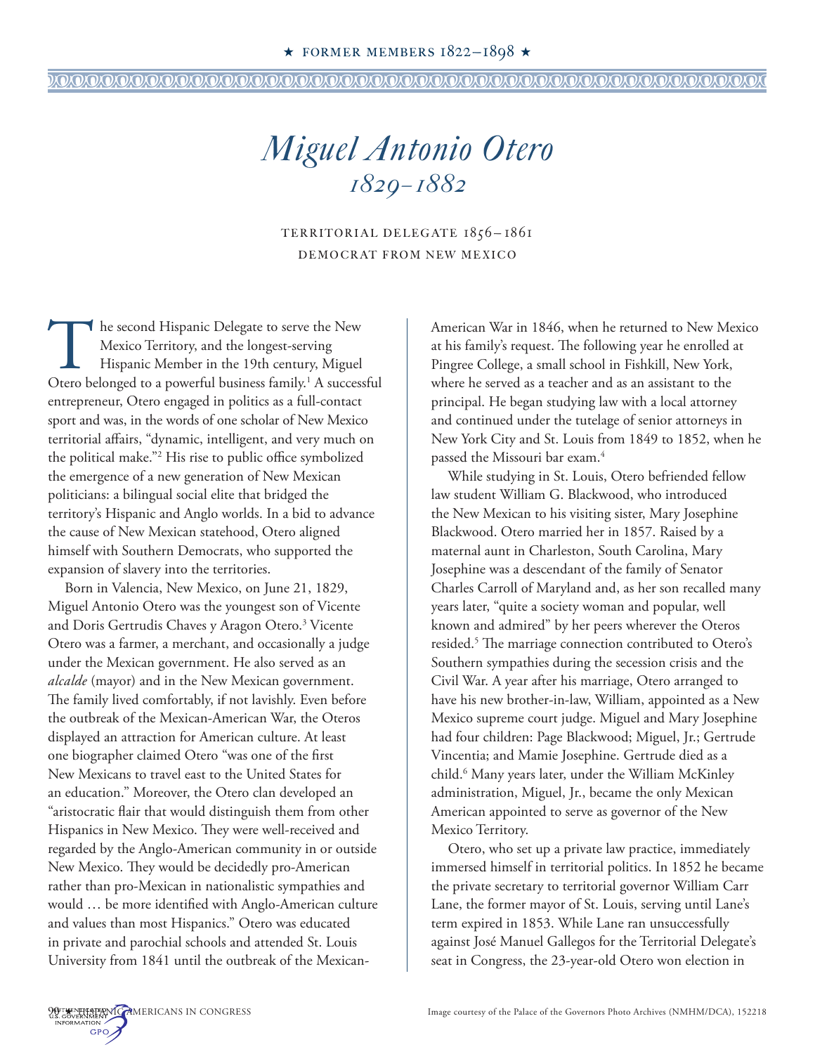# *Miguel Antonio Otero*
## *1829–1882*

TERRITORIAL DELEGATE 1856–1861
DEMOCRAT FROM NEW MEXICO

The second Hispanic Delegate to serve the New Mexico Territory, and the longest-serving Hispanic Member in the 19th century, Miguel Otero belonged to a powerful business family.[1] A successful entrepreneur, Otero engaged in politics as a full-contact sport and was, in the words of one scholar of New Mexico territorial affairs, "dynamic, intelligent, and very much on the political make."[2] His rise to public office symbolized the emergence of a new generation of New Mexican politicians: a bilingual social elite that bridged the territory's Hispanic and Anglo worlds. In a bid to advance the cause of New Mexican statehood, Otero aligned himself with Southern Democrats, who supported the expansion of slavery into the territories.

Born in Valencia, New Mexico, on June 21, 1829, Miguel Antonio Otero was the youngest son of Vicente and Doris Gertrudis Chaves y Aragon Otero.[3] Vicente Otero was a farmer, a merchant, and occasionally a judge under the Mexican government. He also served as an *alcalde* (mayor) and in the New Mexican government. The family lived comfortably, if not lavishly. Even before the outbreak of the Mexican-American War, the Oteros displayed an attraction for American culture. At least one biographer claimed Otero "was one of the first New Mexicans to travel east to the United States for an education." Moreover, the Otero clan developed an "aristocratic flair that would distinguish them from other Hispanics in New Mexico. They were well-received and regarded by the Anglo-American community in or outside New Mexico. They would be decidedly pro-American rather than pro-Mexican in nationalistic sympathies and would … be more identified with Anglo-American culture and values than most Hispanics." Otero was educated in private and parochial schools and attended St. Louis University from 1841 until the outbreak of the Mexican-American War in 1846, when he returned to New Mexico at his family's request. The following year he enrolled at Pingree College, a small school in Fishkill, New York, where he served as a teacher and as an assistant to the principal. He began studying law with a local attorney and continued under the tutelage of senior attorneys in New York City and St. Louis from 1849 to 1852, when he passed the Missouri bar exam.[4]

While studying in St. Louis, Otero befriended fellow law student William G. Blackwood, who introduced the New Mexican to his visiting sister, Mary Josephine Blackwood. Otero married her in 1857. Raised by a maternal aunt in Charleston, South Carolina, Mary Josephine was a descendant of the family of Senator Charles Carroll of Maryland and, as her son recalled many years later, "quite a society woman and popular, well known and admired" by her peers wherever the Oteros resided.[5] The marriage connection contributed to Otero's Southern sympathies during the secession crisis and the Civil War. A year after his marriage, Otero arranged to have his new brother-in-law, William, appointed as a New Mexico supreme court judge. Miguel and Mary Josephine had four children: Page Blackwood; Miguel, Jr.; Gertrude Vincentia; and Mamie Josephine. Gertrude died as a child.[6] Many years later, under the William McKinley administration, Miguel, Jr., became the only Mexican American appointed to serve as governor of the New Mexico Territory.

Otero, who set up a private law practice, immediately immersed himself in territorial politics. In 1852 he became the private secretary to territorial governor William Carr Lane, the former mayor of St. Louis, serving until Lane's term expired in 1853. While Lane ran unsuccessfully against José Manuel Gallegos for the Territorial Delegate's seat in Congress, the 23-year-old Otero won election in

Image courtesy of the Palace of the Governors Photo Archives (NMHM/DCA), 152218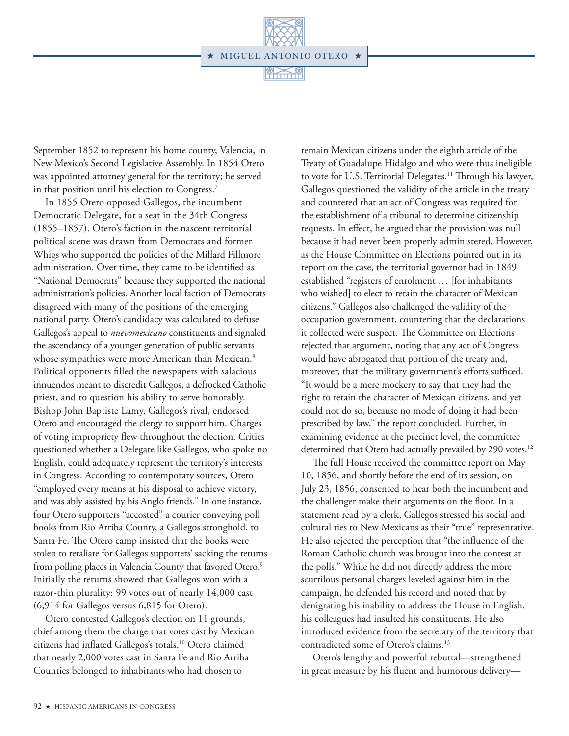September 1852 to represent his home county, Valencia, in New Mexico's Second Legislative Assembly. In 1854 Otero was appointed attorney general for the territory; he served in that position until his election to Congress.[7]

In 1855 Otero opposed Gallegos, the incumbent Democratic Delegate, for a seat in the 34th Congress (1855–1857). Otero's faction in the nascent territorial political scene was drawn from Democrats and former Whigs who supported the policies of the Millard Fillmore administration. Over time, they came to be identified as "National Democrats" because they supported the national administration's policies. Another local faction of Democrats disagreed with many of the positions of the emerging national party. Otero's candidacy was calculated to defuse Gallegos's appeal to *nuevomexicano* constituents and signaled the ascendancy of a younger generation of public servants whose sympathies were more American than Mexican.[8] Political opponents filled the newspapers with salacious innuendos meant to discredit Gallegos, a defrocked Catholic priest, and to question his ability to serve honorably. Bishop John Baptiste Lamy, Gallegos's rival, endorsed Otero and encouraged the clergy to support him. Charges of voting impropriety flew throughout the election. Critics questioned whether a Delegate like Gallegos, who spoke no English, could adequately represent the territory's interests in Congress. According to contemporary sources, Otero "employed every means at his disposal to achieve victory, and was ably assisted by his Anglo friends." In one instance, four Otero supporters "accosted" a courier conveying poll books from Rio Arriba County, a Gallegos stronghold, to Santa Fe. The Otero camp insisted that the books were stolen to retaliate for Gallegos supporters' sacking the returns from polling places in Valencia County that favored Otero.[9] Initially the returns showed that Gallegos won with a razor-thin plurality: 99 votes out of nearly 14,000 cast (6,914 for Gallegos versus 6,815 for Otero).

Otero contested Gallegos's election on 11 grounds, chief among them the charge that votes cast by Mexican citizens had inflated Gallegos's totals.[10] Otero claimed that nearly 2,000 votes cast in Santa Fe and Rio Arriba Counties belonged to inhabitants who had chosen to remain Mexican citizens under the eighth article of the Treaty of Guadalupe Hidalgo and who were thus ineligible to vote for U.S. Territorial Delegates.[11] Through his lawyer, Gallegos questioned the validity of the article in the treaty and countered that an act of Congress was required for the establishment of a tribunal to determine citizenship requests. In effect, he argued that the provision was null because it had never been properly administered. However, as the House Committee on Elections pointed out in its report on the case, the territorial governor had in 1849 established "registers of enrolment … [for inhabitants who wished] to elect to retain the character of Mexican citizens." Gallegos also challenged the validity of the occupation government, countering that the declarations it collected were suspect. The Committee on Elections rejected that argument, noting that any act of Congress would have abrogated that portion of the treaty and, moreover, that the military government's efforts sufficed. "It would be a mere mockery to say that they had the right to retain the character of Mexican citizens, and yet could not do so, because no mode of doing it had been prescribed by law," the report concluded. Further, in examining evidence at the precinct level, the committee determined that Otero had actually prevailed by 290 votes.[12]

The full House received the committee report on May 10, 1856, and shortly before the end of its session, on July 23, 1856, consented to hear both the incumbent and the challenger make their arguments on the floor. In a statement read by a clerk, Gallegos stressed his social and cultural ties to New Mexicans as their "true" representative. He also rejected the perception that "the influence of the Roman Catholic church was brought into the contest at the polls." While he did not directly address the more scurrilous personal charges leveled against him in the campaign, he defended his record and noted that by denigrating his inability to address the House in English, his colleagues had insulted his constituents. He also introduced evidence from the secretary of the territory that contradicted some of Otero's claims.[13]

Otero's lengthy and powerful rebuttal—strengthened in great measure by his fluent and humorous delivery—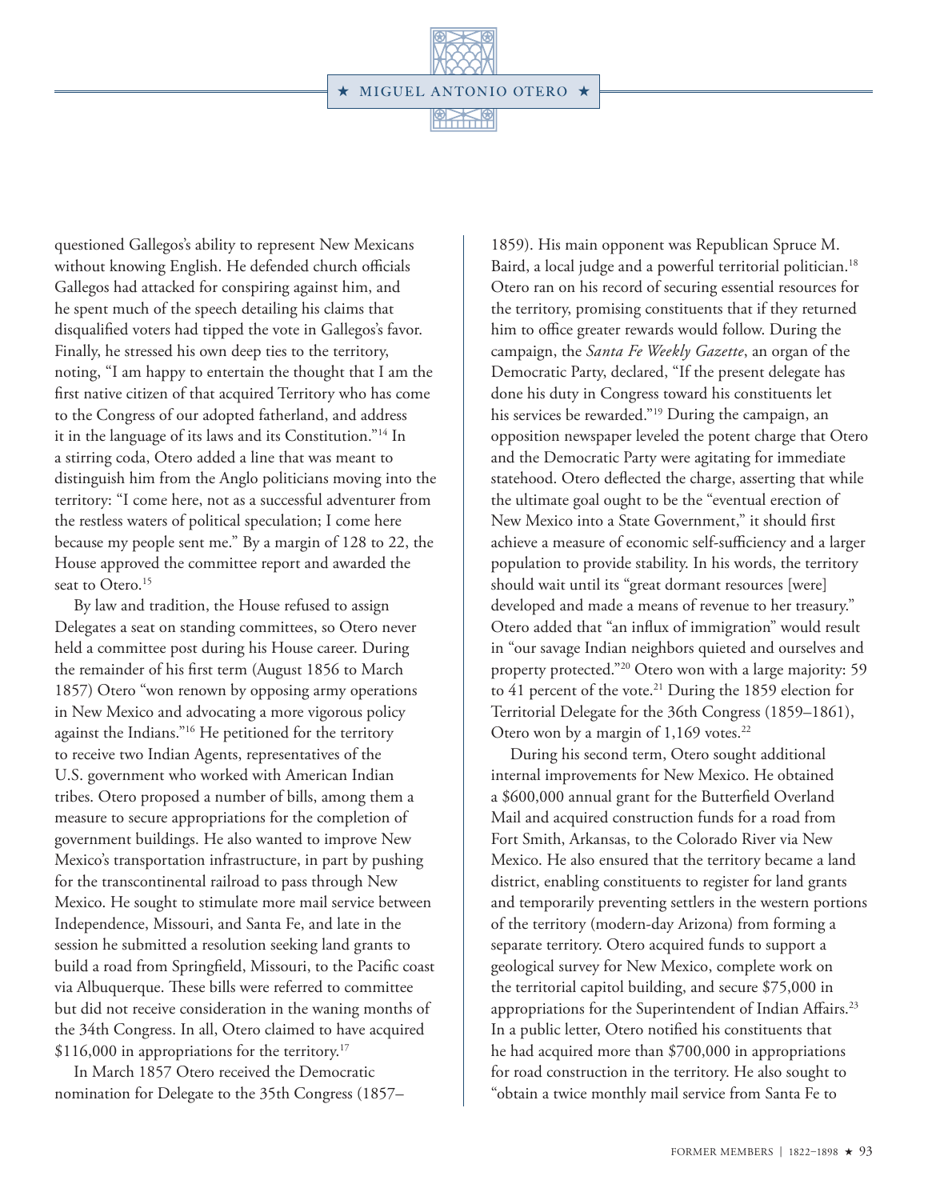questioned Gallegos's ability to represent New Mexicans without knowing English. He defended church officials Gallegos had attacked for conspiring against him, and he spent much of the speech detailing his claims that disqualified voters had tipped the vote in Gallegos's favor. Finally, he stressed his own deep ties to the territory, noting, "I am happy to entertain the thought that I am the first native citizen of that acquired Territory who has come to the Congress of our adopted fatherland, and address it in the language of its laws and its Constitution."[14] In a stirring coda, Otero added a line that was meant to distinguish him from the Anglo politicians moving into the territory: "I come here, not as a successful adventurer from the restless waters of political speculation; I come here because my people sent me." By a margin of 128 to 22, the House approved the committee report and awarded the seat to Otero.[15]

By law and tradition, the House refused to assign Delegates a seat on standing committees, so Otero never held a committee post during his House career. During the remainder of his first term (August 1856 to March 1857) Otero "won renown by opposing army operations in New Mexico and advocating a more vigorous policy against the Indians."[16] He petitioned for the territory to receive two Indian Agents, representatives of the U.S. government who worked with American Indian tribes. Otero proposed a number of bills, among them a measure to secure appropriations for the completion of government buildings. He also wanted to improve New Mexico's transportation infrastructure, in part by pushing for the transcontinental railroad to pass through New Mexico. He sought to stimulate more mail service between Independence, Missouri, and Santa Fe, and late in the session he submitted a resolution seeking land grants to build a road from Springfield, Missouri, to the Pacific coast via Albuquerque. These bills were referred to committee but did not receive consideration in the waning months of the 34th Congress. In all, Otero claimed to have acquired $116,000 in appropriations for the territory.[17]

In March 1857 Otero received the Democratic nomination for Delegate to the 35th Congress (1857–1859). His main opponent was Republican Spruce M. Baird, a local judge and a powerful territorial politician.[18] Otero ran on his record of securing essential resources for the territory, promising constituents that if they returned him to office greater rewards would follow. During the campaign, the *Santa Fe Weekly Gazette*, an organ of the Democratic Party, declared, "If the present delegate has done his duty in Congress toward his constituents let his services be rewarded."[19] During the campaign, an opposition newspaper leveled the potent charge that Otero and the Democratic Party were agitating for immediate statehood. Otero deflected the charge, asserting that while the ultimate goal ought to be the "eventual erection of New Mexico into a State Government," it should first achieve a measure of economic self-sufficiency and a larger population to provide stability. In his words, the territory should wait until its "great dormant resources [were] developed and made a means of revenue to her treasury." Otero added that "an influx of immigration" would result in "our savage Indian neighbors quieted and ourselves and property protected."[20] Otero won with a large majority: 59 to 41 percent of the vote.[21] During the 1859 election for Territorial Delegate for the 36th Congress (1859–1861), Otero won by a margin of 1,169 votes.[22]

During his second term, Otero sought additional internal improvements for New Mexico. He obtained a $600,000 annual grant for the Butterfield Overland Mail and acquired construction funds for a road from Fort Smith, Arkansas, to the Colorado River via New Mexico. He also ensured that the territory became a land district, enabling constituents to register for land grants and temporarily preventing settlers in the western portions of the territory (modern-day Arizona) from forming a separate territory. Otero acquired funds to support a geological survey for New Mexico, complete work on the territorial capitol building, and secure $75,000 in appropriations for the Superintendent of Indian Affairs.[23] In a public letter, Otero notified his constituents that he had acquired more than $700,000 in appropriations for road construction in the territory. He also sought to "obtain a twice monthly mail service from Santa Fe to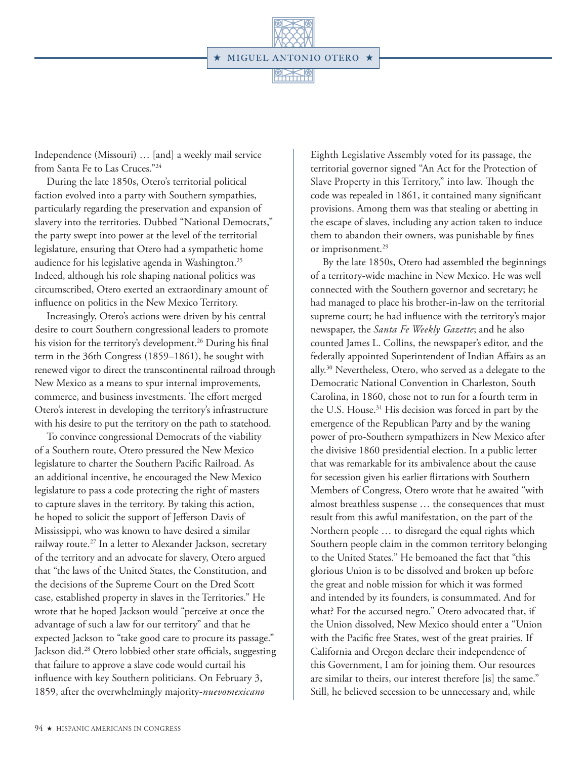Independence (Missouri) … [and] a weekly mail service from Santa Fe to Las Cruces."[24]

During the late 1850s, Otero's territorial political faction evolved into a party with Southern sympathies, particularly regarding the preservation and expansion of slavery into the territories. Dubbed "National Democrats," the party swept into power at the level of the territorial legislature, ensuring that Otero had a sympathetic home audience for his legislative agenda in Washington.[25] Indeed, although his role shaping national politics was circumscribed, Otero exerted an extraordinary amount of influence on politics in the New Mexico Territory.

Increasingly, Otero's actions were driven by his central desire to court Southern congressional leaders to promote his vision for the territory's development.[26] During his final term in the 36th Congress (1859–1861), he sought with renewed vigor to direct the transcontinental railroad through New Mexico as a means to spur internal improvements, commerce, and business investments. The effort merged Otero's interest in developing the territory's infrastructure with his desire to put the territory on the path to statehood.

To convince congressional Democrats of the viability of a Southern route, Otero pressured the New Mexico legislature to charter the Southern Pacific Railroad. As an additional incentive, he encouraged the New Mexico legislature to pass a code protecting the right of masters to capture slaves in the territory. By taking this action, he hoped to solicit the support of Jefferson Davis of Mississippi, who was known to have desired a similar railway route.[27] In a letter to Alexander Jackson, secretary of the territory and an advocate for slavery, Otero argued that "the laws of the United States, the Constitution, and the decisions of the Supreme Court on the Dred Scott case, established property in slaves in the Territories." He wrote that he hoped Jackson would "perceive at once the advantage of such a law for our territory" and that he expected Jackson to "take good care to procure its passage." Jackson did.[28] Otero lobbied other state officials, suggesting that failure to approve a slave code would curtail his influence with key Southern politicians. On February 3, 1859, after the overwhelmingly majority-*nuevomexicano* Eighth Legislative Assembly voted for its passage, the territorial governor signed "An Act for the Protection of Slave Property in this Territory," into law. Though the code was repealed in 1861, it contained many significant provisions. Among them was that stealing or abetting in the escape of slaves, including any action taken to induce them to abandon their owners, was punishable by fines or imprisonment.[29]

By the late 1850s, Otero had assembled the beginnings of a territory-wide machine in New Mexico. He was well connected with the Southern governor and secretary; he had managed to place his brother-in-law on the territorial supreme court; he had influence with the territory's major newspaper, the *Santa Fe Weekly Gazette*; and he also counted James L. Collins, the newspaper's editor, and the federally appointed Superintendent of Indian Affairs as an ally.[30] Nevertheless, Otero, who served as a delegate to the Democratic National Convention in Charleston, South Carolina, in 1860, chose not to run for a fourth term in the U.S. House.[31] His decision was forced in part by the emergence of the Republican Party and by the waning power of pro-Southern sympathizers in New Mexico after the divisive 1860 presidential election. In a public letter that was remarkable for its ambivalence about the cause for secession given his earlier flirtations with Southern Members of Congress, Otero wrote that he awaited "with almost breathless suspense … the consequences that must result from this awful manifestation, on the part of the Northern people … to disregard the equal rights which Southern people claim in the common territory belonging to the United States." He bemoaned the fact that "this glorious Union is to be dissolved and broken up before the great and noble mission for which it was formed and intended by its founders, is consummated. And for what? For the accursed negro." Otero advocated that, if the Union dissolved, New Mexico should enter a "Union with the Pacific free States, west of the great prairies. If California and Oregon declare their independence of this Government, I am for joining them. Our resources are similar to theirs, our interest therefore [is] the same." Still, he believed secession to be unnecessary and, while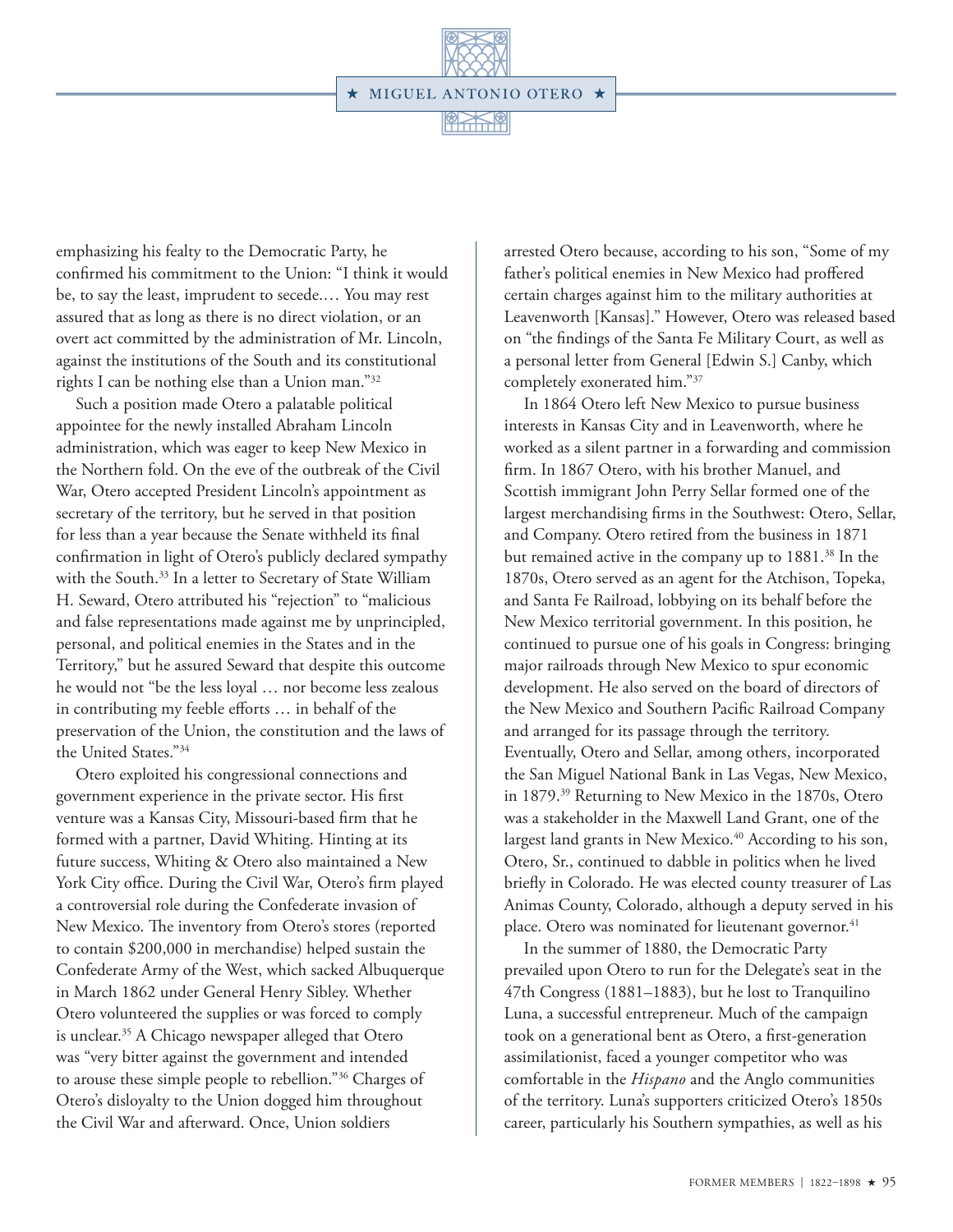emphasizing his fealty to the Democratic Party, he confirmed his commitment to the Union: "I think it would be, to say the least, imprudent to secede.… You may rest assured that as long as there is no direct violation, or an overt act committed by the administration of Mr. Lincoln, against the institutions of the South and its constitutional rights I can be nothing else than a Union man."[32]

Such a position made Otero a palatable political appointee for the newly installed Abraham Lincoln administration, which was eager to keep New Mexico in the Northern fold. On the eve of the outbreak of the Civil War, Otero accepted President Lincoln's appointment as secretary of the territory, but he served in that position for less than a year because the Senate withheld its final confirmation in light of Otero's publicly declared sympathy with the South.[33] In a letter to Secretary of State William H. Seward, Otero attributed his "rejection" to "malicious and false representations made against me by unprincipled, personal, and political enemies in the States and in the Territory," but he assured Seward that despite this outcome he would not "be the less loyal … nor become less zealous in contributing my feeble efforts … in behalf of the preservation of the Union, the constitution and the laws of the United States."[34]

Otero exploited his congressional connections and government experience in the private sector. His first venture was a Kansas City, Missouri-based firm that he formed with a partner, David Whiting. Hinting at its future success, Whiting & Otero also maintained a New York City office. During the Civil War, Otero's firm played a controversial role during the Confederate invasion of New Mexico. The inventory from Otero's stores (reported to contain $200,000 in merchandise) helped sustain the Confederate Army of the West, which sacked Albuquerque in March 1862 under General Henry Sibley. Whether Otero volunteered the supplies or was forced to comply is unclear.[35] A Chicago newspaper alleged that Otero was "very bitter against the government and intended to arouse these simple people to rebellion."[36] Charges of Otero's disloyalty to the Union dogged him throughout the Civil War and afterward. Once, Union soldiers arrested Otero because, according to his son, "Some of my father's political enemies in New Mexico had proffered certain charges against him to the military authorities at Leavenworth [Kansas]." However, Otero was released based on "the findings of the Santa Fe Military Court, as well as a personal letter from General [Edwin S.] Canby, which completely exonerated him."[37]

In 1864 Otero left New Mexico to pursue business interests in Kansas City and in Leavenworth, where he worked as a silent partner in a forwarding and commission firm. In 1867 Otero, with his brother Manuel, and Scottish immigrant John Perry Sellar formed one of the largest merchandising firms in the Southwest: Otero, Sellar, and Company. Otero retired from the business in 1871 but remained active in the company up to 1881.[38] In the 1870s, Otero served as an agent for the Atchison, Topeka, and Santa Fe Railroad, lobbying on its behalf before the New Mexico territorial government. In this position, he continued to pursue one of his goals in Congress: bringing major railroads through New Mexico to spur economic development. He also served on the board of directors of the New Mexico and Southern Pacific Railroad Company and arranged for its passage through the territory. Eventually, Otero and Sellar, among others, incorporated the San Miguel National Bank in Las Vegas, New Mexico, in 1879.[39] Returning to New Mexico in the 1870s, Otero was a stakeholder in the Maxwell Land Grant, one of the largest land grants in New Mexico.[40] According to his son, Otero, Sr., continued to dabble in politics when he lived briefly in Colorado. He was elected county treasurer of Las Animas County, Colorado, although a deputy served in his place. Otero was nominated for lieutenant governor.[41]

In the summer of 1880, the Democratic Party prevailed upon Otero to run for the Delegate's seat in the 47th Congress (1881–1883), but he lost to Tranquilino Luna, a successful entrepreneur. Much of the campaign took on a generational bent as Otero, a first-generation assimilationist, faced a younger competitor who was comfortable in the *Hispano* and the Anglo communities of the territory. Luna's supporters criticized Otero's 1850s career, particularly his Southern sympathies, as well as his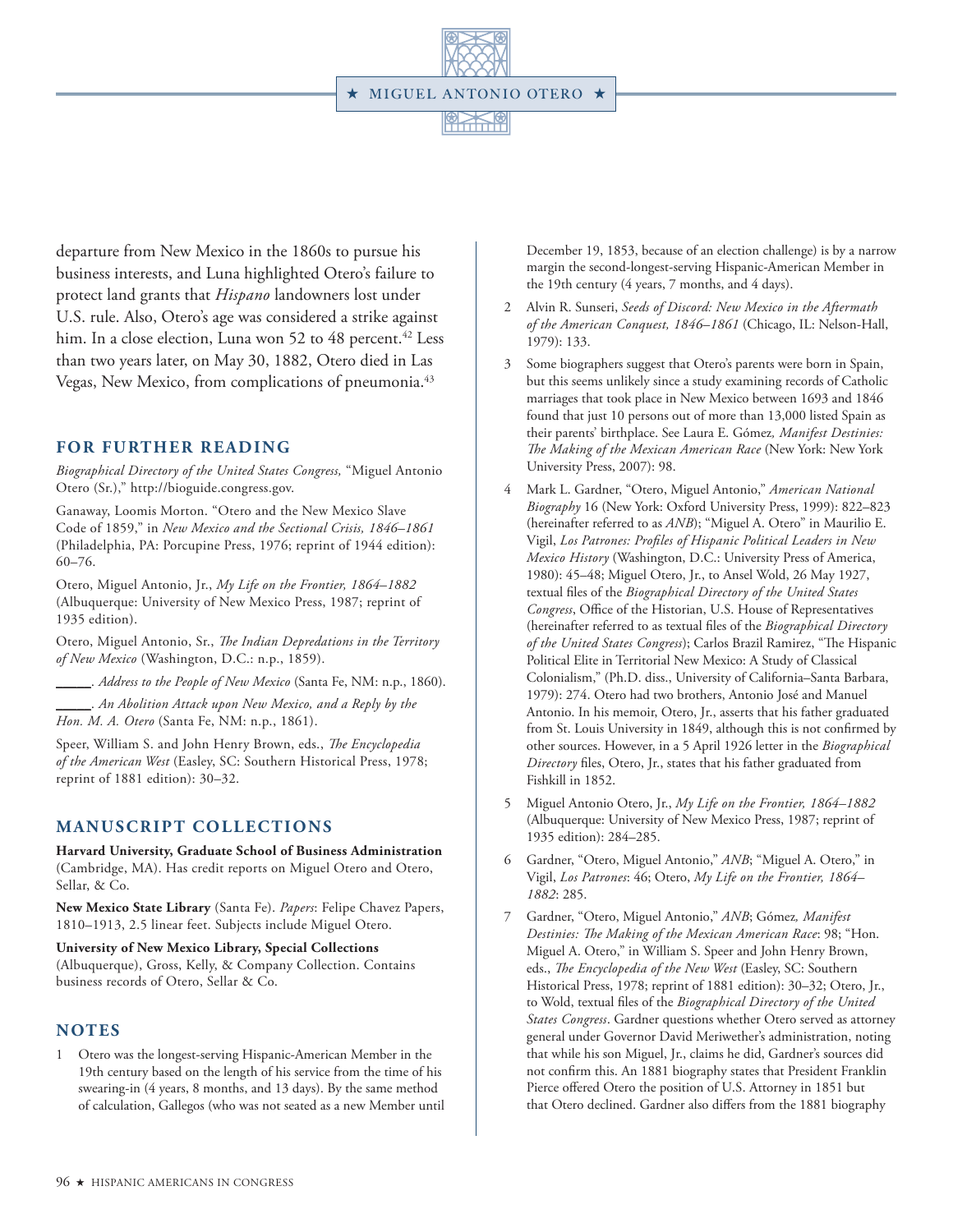departure from New Mexico in the 1860s to pursue his business interests, and Luna highlighted Otero's failure to protect land grants that *Hispano* landowners lost under U.S. rule. Also, Otero's age was considered a strike against him. In a close election, Luna won 52 to 48 percent.[42] Less than two years later, on May 30, 1882, Otero died in Las Vegas, New Mexico, from complications of pneumonia.[43]

## FOR FURTHER READING

*Biographical Directory of the United States Congress,* "Miguel Antonio Otero (Sr.)," http://bioguide.congress.gov.

Ganaway, Loomis Morton. "Otero and the New Mexico Slave Code of 1859," in *New Mexico and the Sectional Crisis, 1846–1861* (Philadelphia, PA: Porcupine Press, 1976; reprint of 1944 edition): 60–76.

Otero, Miguel Antonio, Jr., *My Life on the Frontier, 1864–1882* (Albuquerque: University of New Mexico Press, 1987; reprint of 1935 edition).

Otero, Miguel Antonio, Sr., *The Indian Depredations in the Territory of New Mexico* (Washington, D.C.: n.p., 1859).

\_\_\_\_\_. *Address to the People of New Mexico* (Santa Fe, NM: n.p., 1860).

\_\_\_\_\_. *An Abolition Attack upon New Mexico, and a Reply by the Hon. M. A. Otero* (Santa Fe, NM: n.p., 1861).

Speer, William S. and John Henry Brown, eds., *The Encyclopedia of the American West* (Easley, SC: Southern Historical Press, 1978; reprint of 1881 edition): 30–32.

## MANUSCRIPT COLLECTIONS

**Harvard University, Graduate School of Business Administration** (Cambridge, MA). Has credit reports on Miguel Otero and Otero, Sellar, & Co.

**New Mexico State Library** (Santa Fe). *Papers*: Felipe Chavez Papers, 1810–1913, 2.5 linear feet. Subjects include Miguel Otero.

**University of New Mexico Library, Special Collections** (Albuquerque), Gross, Kelly, & Company Collection. Contains business records of Otero, Sellar & Co.

## NOTES

1 Otero was the longest-serving Hispanic-American Member in the 19th century based on the length of his service from the time of his swearing-in (4 years, 8 months, and 13 days). By the same method of calculation, Gallegos (who was not seated as a new Member until December 19, 1853, because of an election challenge) is by a narrow margin the second-longest-serving Hispanic-American Member in the 19th century (4 years, 7 months, and 4 days).

2 Alvin R. Sunseri, *Seeds of Discord: New Mexico in the Aftermath of the American Conquest, 1846–1861* (Chicago, IL: Nelson-Hall, 1979): 133.

3 Some biographers suggest that Otero's parents were born in Spain, but this seems unlikely since a study examining records of Catholic marriages that took place in New Mexico between 1693 and 1846 found that just 10 persons out of more than 13,000 listed Spain as their parents' birthplace. See Laura E. Gómez, *Manifest Destinies: The Making of the Mexican American Race* (New York: New York University Press, 2007): 98.

4 Mark L. Gardner, "Otero, Miguel Antonio," *American National Biography* 16 (New York: Oxford University Press, 1999): 822–823 (hereinafter referred to as *ANB*); "Miguel A. Otero" in Maurilio E. Vigil, *Los Patrones: Profiles of Hispanic Political Leaders in New Mexico History* (Washington, D.C.: University Press of America, 1980): 45–48; Miguel Otero, Jr., to Ansel Wold, 26 May 1927, textual files of the *Biographical Directory of the United States Congress*, Office of the Historian, U.S. House of Representatives (hereinafter referred to as textual files of the *Biographical Directory of the United States Congress*); Carlos Brazil Ramirez, "The Hispanic Political Elite in Territorial New Mexico: A Study of Classical Colonialism," (Ph.D. diss., University of California–Santa Barbara, 1979): 274. Otero had two brothers, Antonio José and Manuel Antonio. In his memoir, Otero, Jr., asserts that his father graduated from St. Louis University in 1849, although this is not confirmed by other sources. However, in a 5 April 1926 letter in the *Biographical Directory* files, Otero, Jr., states that his father graduated from Fishkill in 1852.

5 Miguel Antonio Otero, Jr., *My Life on the Frontier, 1864–1882* (Albuquerque: University of New Mexico Press, 1987; reprint of 1935 edition): 284–285.

6 Gardner, "Otero, Miguel Antonio," *ANB*; "Miguel A. Otero," in Vigil, *Los Patrones*: 46; Otero, *My Life on the Frontier, 1864–1882*: 285.

7 Gardner, "Otero, Miguel Antonio," *ANB*; Gómez, *Manifest Destinies: The Making of the Mexican American Race*: 98; "Hon. Miguel A. Otero," in William S. Speer and John Henry Brown, eds., *The Encyclopedia of the New West* (Easley, SC: Southern Historical Press, 1978; reprint of 1881 edition): 30–32; Otero, Jr., to Wold, textual files of the *Biographical Directory of the United States Congress*. Gardner questions whether Otero served as attorney general under Governor David Meriwether's administration, noting that while his son Miguel, Jr., claims he did, Gardner's sources did not confirm this. An 1881 biography states that President Franklin Pierce offered Otero the position of U.S. Attorney in 1851 but that Otero declined. Gardner also differs from the 1881 biography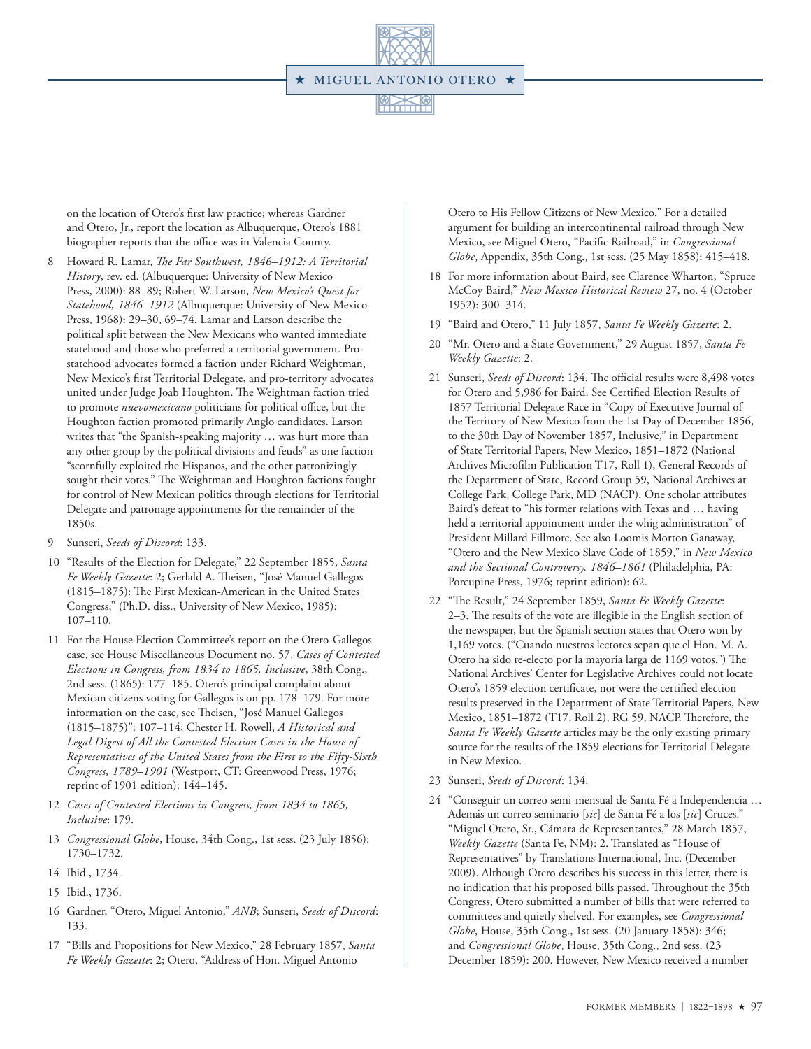on the location of Otero's first law practice; whereas Gardner and Otero, Jr., report the location as Albuquerque, Otero's 1881 biographer reports that the office was in Valencia County.

8 Howard R. Lamar, *The Far Southwest, 1846–1912: A Territorial History*, rev. ed. (Albuquerque: University of New Mexico Press, 2000): 88–89; Robert W. Larson, *New Mexico's Quest for Statehood, 1846–1912* (Albuquerque: University of New Mexico Press, 1968): 29–30, 69–74. Lamar and Larson describe the political split between the New Mexicans who wanted immediate statehood and those who preferred a territorial government. Pro-statehood advocates formed a faction under Richard Weightman, New Mexico's first Territorial Delegate, and pro-territory advocates united under Judge Joab Houghton. The Weightman faction tried to promote *nuevomexicano* politicians for political office, but the Houghton faction promoted primarily Anglo candidates. Larson writes that "the Spanish-speaking majority … was hurt more than any other group by the political divisions and feuds" as one faction "scornfully exploited the Hispanos, and the other patronizingly sought their votes." The Weightman and Houghton factions fought for control of New Mexican politics through elections for Territorial Delegate and patronage appointments for the remainder of the 1850s.

9 Sunseri, *Seeds of Discord*: 133.

10 "Results of the Election for Delegate," 22 September 1855, *Santa Fe Weekly Gazette*: 2; Gerlald A. Theisen, "José Manuel Gallegos (1815–1875): The First Mexican-American in the United States Congress," (Ph.D. diss., University of New Mexico, 1985): 107–110.

11 For the House Election Committee's report on the Otero-Gallegos case, see House Miscellaneous Document no. 57, *Cases of Contested Elections in Congress, from 1834 to 1865, Inclusive*, 38th Cong., 2nd sess. (1865): 177–185. Otero's principal complaint about Mexican citizens voting for Gallegos is on pp. 178–179. For more information on the case, see Theisen, "José Manuel Gallegos (1815–1875)": 107–114; Chester H. Rowell, *A Historical and Legal Digest of All the Contested Election Cases in the House of Representatives of the United States from the First to the Fifty-Sixth Congress, 1789–1901* (Westport, CT: Greenwood Press, 1976; reprint of 1901 edition): 144–145.

12 *Cases of Contested Elections in Congress, from 1834 to 1865, Inclusive*: 179.

13 *Congressional Globe*, House, 34th Cong., 1st sess. (23 July 1856): 1730–1732.

14 Ibid., 1734.

15 Ibid., 1736.

16 Gardner, "Otero, Miguel Antonio," *ANB*; Sunseri, *Seeds of Discord*: 133.

17 "Bills and Propositions for New Mexico," 28 February 1857, *Santa Fe Weekly Gazette*: 2; Otero, "Address of Hon. Miguel Antonio Otero to His Fellow Citizens of New Mexico." For a detailed argument for building an intercontinental railroad through New Mexico, see Miguel Otero, "Pacific Railroad," in *Congressional Globe*, Appendix, 35th Cong., 1st sess. (25 May 1858): 415–418.

18 For more information about Baird, see Clarence Wharton, "Spruce McCoy Baird," *New Mexico Historical Review* 27, no. 4 (October 1952): 300–314.

19 "Baird and Otero," 11 July 1857, *Santa Fe Weekly Gazette*: 2.

20 "Mr. Otero and a State Government," 29 August 1857, *Santa Fe Weekly Gazette*: 2.

21 Sunseri, *Seeds of Discord*: 134. The official results were 8,498 votes for Otero and 5,986 for Baird. See Certified Election Results of 1857 Territorial Delegate Race in "Copy of Executive Journal of the Territory of New Mexico from the 1st Day of December 1856, to the 30th Day of November 1857, Inclusive," in Department of State Territorial Papers, New Mexico, 1851–1872 (National Archives Microfilm Publication T17, Roll 1), General Records of the Department of State, Record Group 59, National Archives at College Park, College Park, MD (NACP). One scholar attributes Baird's defeat to "his former relations with Texas and … having held a territorial appointment under the whig administration" of President Millard Fillmore. See also Loomis Morton Ganaway, "Otero and the New Mexico Slave Code of 1859," in *New Mexico and the Sectional Controversy, 1846–1861* (Philadelphia, PA: Porcupine Press, 1976; reprint edition): 62.

22 "The Result," 24 September 1859, *Santa Fe Weekly Gazette*: 2–3. The results of the vote are illegible in the English section of the newspaper, but the Spanish section states that Otero won by 1,169 votes. ("Cuando nuestros lectores sepan que el Hon. M. A. Otero ha sido re-electo por la mayoria larga de 1169 votos.") The National Archives' Center for Legislative Archives could not locate Otero's 1859 election certificate, nor were the certified election results preserved in the Department of State Territorial Papers, New Mexico, 1851–1872 (T17, Roll 2), RG 59, NACP. Therefore, the *Santa Fe Weekly Gazette* articles may be the only existing primary source for the results of the 1859 elections for Territorial Delegate in New Mexico.

23 Sunseri, *Seeds of Discord*: 134.

24 "Conseguir un correo semi-mensual de Santa Fé a Independencia … Además un correo seminario [*sic*] de Santa Fé a los [*sic*] Cruces." "Miguel Otero, Sr., Cámara de Representantes," 28 March 1857, *Weekly Gazette* (Santa Fe, NM): 2. Translated as "House of Representatives" by Translations International, Inc. (December 2009). Although Otero describes his success in this letter, there is no indication that his proposed bills passed. Throughout the 35th Congress, Otero submitted a number of bills that were referred to committees and quietly shelved. For examples, see *Congressional Globe*, House, 35th Cong., 1st sess. (20 January 1858): 346; and *Congressional Globe*, House, 35th Cong., 2nd sess. (23 December 1859): 200. However, New Mexico received a number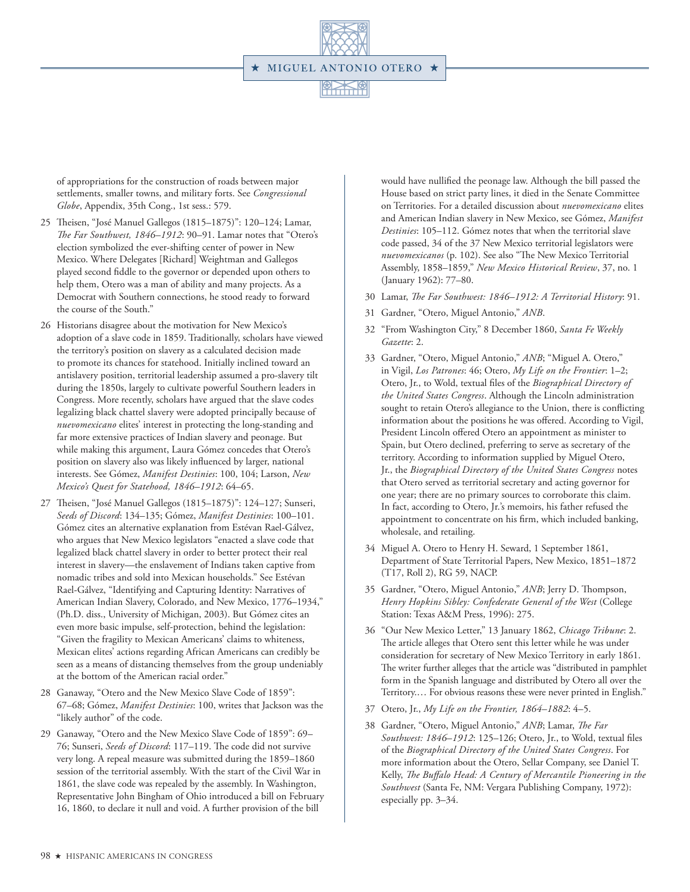of appropriations for the construction of roads between major settlements, smaller towns, and military forts. See *Congressional Globe*, Appendix, 35th Cong., 1st sess.: 579.

25 Theisen, "José Manuel Gallegos (1815–1875)": 120–124; Lamar, *The Far Southwest, 1846–1912*: 90–91. Lamar notes that "Otero's election symbolized the ever-shifting center of power in New Mexico. Where Delegates [Richard] Weightman and Gallegos played second fiddle to the governor or depended upon others to help them, Otero was a man of ability and many projects. As a Democrat with Southern connections, he stood ready to forward the course of the South."

26 Historians disagree about the motivation for New Mexico's adoption of a slave code in 1859. Traditionally, scholars have viewed the territory's position on slavery as a calculated decision made to promote its chances for statehood. Initially inclined toward an antislavery position, territorial leadership assumed a pro-slavery tilt during the 1850s, largely to cultivate powerful Southern leaders in Congress. More recently, scholars have argued that the slave codes legalizing black chattel slavery were adopted principally because of *nuevomexicano* elites' interest in protecting the long-standing and far more extensive practices of Indian slavery and peonage. But while making this argument, Laura Gómez concedes that Otero's position on slavery also was likely influenced by larger, national interests. See Gómez, *Manifest Destinies*: 100, 104; Larson, *New Mexico's Quest for Statehood, 1846–1912*: 64–65.

27 Theisen, "José Manuel Gallegos (1815–1875)": 124–127; Sunseri, *Seeds of Discord*: 134–135; Gómez, *Manifest Destinies*: 100–101. Gómez cites an alternative explanation from Estévan Rael-Gálvez, who argues that New Mexico legislators "enacted a slave code that legalized black chattel slavery in order to better protect their real interest in slavery—the enslavement of Indians taken captive from nomadic tribes and sold into Mexican households." See Estévan Rael-Gálvez, "Identifying and Capturing Identity: Narratives of American Indian Slavery, Colorado, and New Mexico, 1776–1934," (Ph.D. diss., University of Michigan, 2003). But Gómez cites an even more basic impulse, self-protection, behind the legislation: "Given the fragility to Mexican Americans' claims to whiteness, Mexican elites' actions regarding African Americans can credibly be seen as a means of distancing themselves from the group undeniably at the bottom of the American racial order."

28 Ganaway, "Otero and the New Mexico Slave Code of 1859": 67–68; Gómez, *Manifest Destinies*: 100, writes that Jackson was the "likely author" of the code.

29 Ganaway, "Otero and the New Mexico Slave Code of 1859": 69–76; Sunseri, *Seeds of Discord*: 117–119. The code did not survive very long. A repeal measure was submitted during the 1859–1860 session of the territorial assembly. With the start of the Civil War in 1861, the slave code was repealed by the assembly. In Washington, Representative John Bingham of Ohio introduced a bill on February 16, 1860, to declare it null and void. A further provision of the bill would have nullified the peonage law. Although the bill passed the House based on strict party lines, it died in the Senate Committee on Territories. For a detailed discussion about *nuevomexicano* elites and American Indian slavery in New Mexico, see Gómez, *Manifest Destinies*: 105–112. Gómez notes that when the territorial slave code passed, 34 of the 37 New Mexico territorial legislators were *nuevomexicanos* (p. 102). See also "The New Mexico Territorial Assembly, 1858–1859," *New Mexico Historical Review*, 37, no. 1 (January 1962): 77–80.

30 Lamar, *The Far Southwest: 1846–1912: A Territorial History*: 91.

31 Gardner, "Otero, Miguel Antonio," *ANB*.

32 "From Washington City," 8 December 1860, *Santa Fe Weekly Gazette*: 2.

33 Gardner, "Otero, Miguel Antonio," *ANB*; "Miguel A. Otero," in Vigil, *Los Patrones*: 46; Otero, *My Life on the Frontier*: 1–2; Otero, Jr., to Wold, textual files of the *Biographical Directory of the United States Congress*. Although the Lincoln administration sought to retain Otero's allegiance to the Union, there is conflicting information about the positions he was offered. According to Vigil, President Lincoln offered Otero an appointment as minister to Spain, but Otero declined, preferring to serve as secretary of the territory. According to information supplied by Miguel Otero, Jr., the *Biographical Directory of the United States Congress* notes that Otero served as territorial secretary and acting governor for one year; there are no primary sources to corroborate this claim. In fact, according to Otero, Jr.'s memoirs, his father refused the appointment to concentrate on his firm, which included banking, wholesale, and retailing.

34 Miguel A. Otero to Henry H. Seward, 1 September 1861, Department of State Territorial Papers, New Mexico, 1851–1872 (T17, Roll 2), RG 59, NACP.

35 Gardner, "Otero, Miguel Antonio," *ANB*; Jerry D. Thompson, *Henry Hopkins Sibley: Confederate General of the West* (College Station: Texas A&M Press, 1996): 275.

36 "Our New Mexico Letter," 13 January 1862, *Chicago Tribune*: 2. The article alleges that Otero sent this letter while he was under consideration for secretary of New Mexico Territory in early 1861. The writer further alleges that the article was "distributed in pamphlet form in the Spanish language and distributed by Otero all over the Territory.… For obvious reasons these were never printed in English."

37 Otero, Jr., *My Life on the Frontier, 1864–1882*: 4–5.

38 Gardner, "Otero, Miguel Antonio," *ANB*; Lamar, *The Far Southwest: 1846–1912*: 125–126; Otero, Jr., to Wold, textual files of the *Biographical Directory of the United States Congress*. For more information about the Otero, Sellar Company, see Daniel T. Kelly, *The Buffalo Head: A Century of Mercantile Pioneering in the Southwest* (Santa Fe, NM: Vergara Publishing Company, 1972): especially pp. 3–34.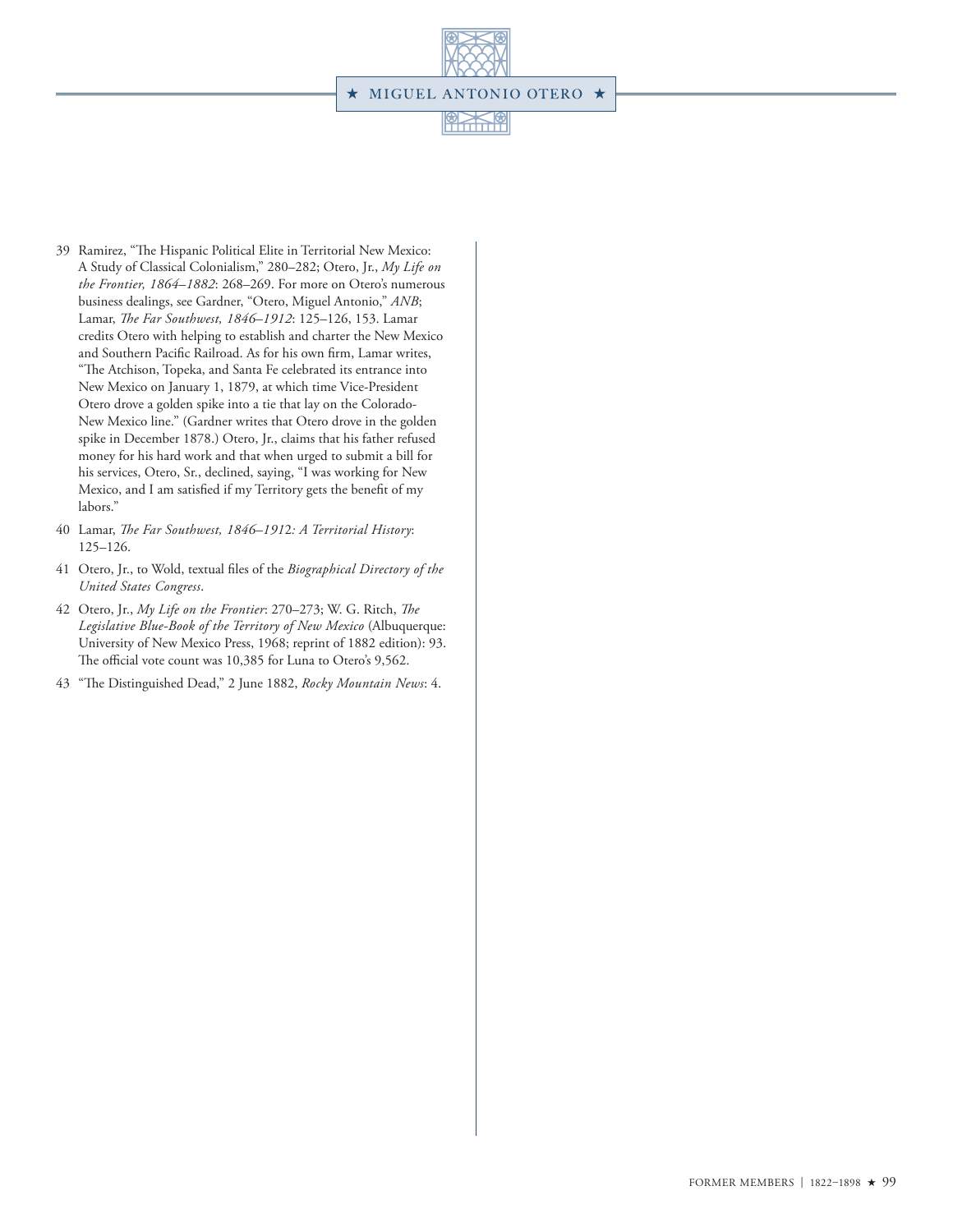39 Ramirez, "The Hispanic Political Elite in Territorial New Mexico: A Study of Classical Colonialism," 280–282; Otero, Jr., *My Life on the Frontier, 1864–1882*: 268–269. For more on Otero's numerous business dealings, see Gardner, "Otero, Miguel Antonio," *ANB*; Lamar, *The Far Southwest, 1846–1912*: 125–126, 153. Lamar credits Otero with helping to establish and charter the New Mexico and Southern Pacific Railroad. As for his own firm, Lamar writes, "The Atchison, Topeka, and Santa Fe celebrated its entrance into New Mexico on January 1, 1879, at which time Vice-President Otero drove a golden spike into a tie that lay on the Colorado-New Mexico line." (Gardner writes that Otero drove in the golden spike in December 1878.) Otero, Jr., claims that his father refused money for his hard work and that when urged to submit a bill for his services, Otero, Sr., declined, saying, "I was working for New Mexico, and I am satisfied if my Territory gets the benefit of my labors."

40 Lamar, *The Far Southwest, 1846–1912: A Territorial History*: 125–126.

41 Otero, Jr., to Wold, textual files of the *Biographical Directory of the United States Congress*.

42 Otero, Jr., *My Life on the Frontier*: 270–273; W. G. Ritch, *The Legislative Blue-Book of the Territory of New Mexico* (Albuquerque: University of New Mexico Press, 1968; reprint of 1882 edition): 93. The official vote count was 10,385 for Luna to Otero's 9,562.

43 "The Distinguished Dead," 2 June 1882, *Rocky Mountain News*: 4.